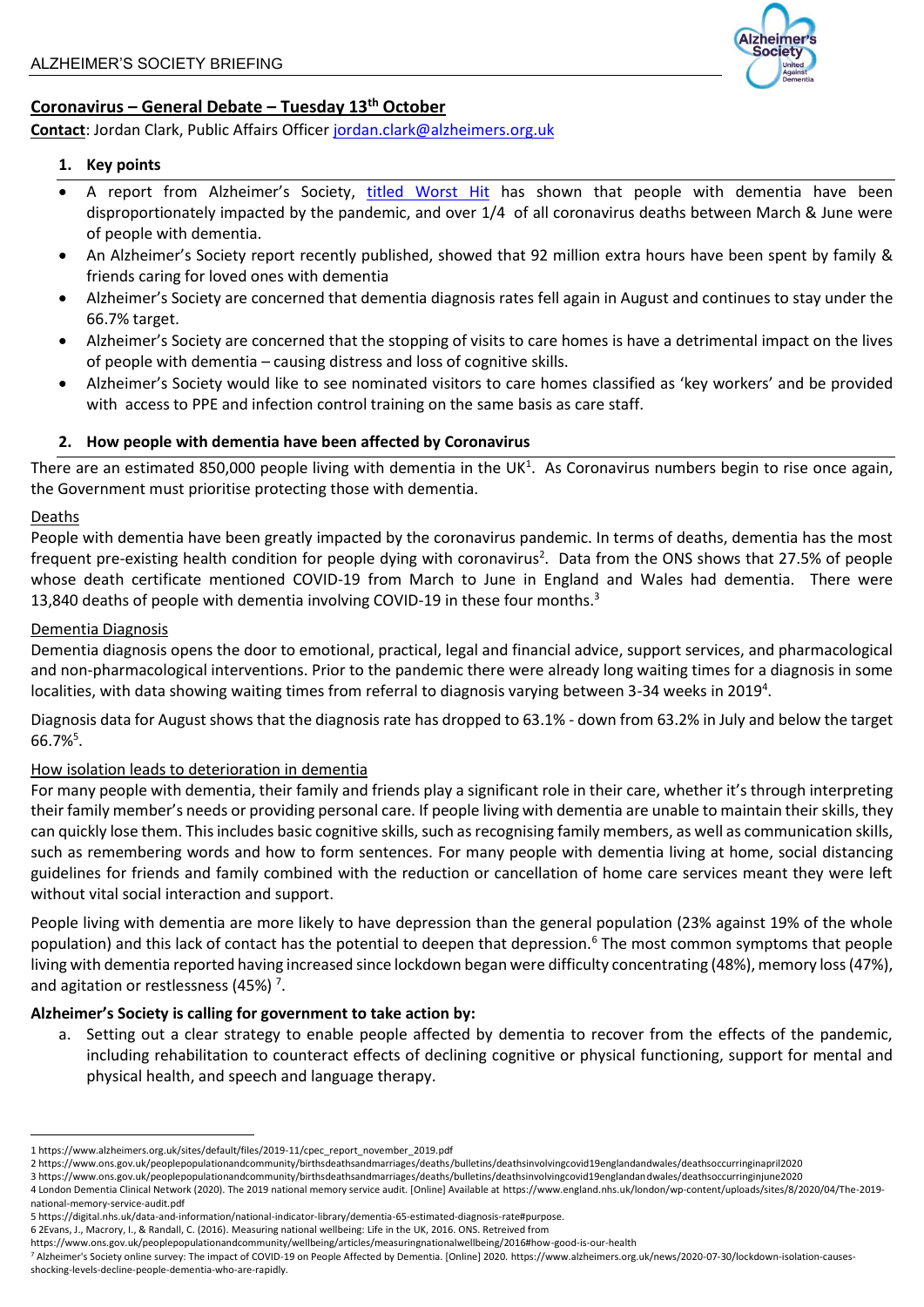ALZHEIMER'S SOCIETY BRIEFING

## Coronavirus – General Debate – Tuesday 13th October

**Contact**: Jordan Clark, Public Affairs Officer jordan.clark@alzheimers.org.uk

### 1. Key points

- A report from Alzheimer's Society, titled Worst Hit has shown that people with dementia have been disproportionately impacted by the pandemic, and over 1/4 of all coronavirus deaths between March & June were of people with dementia.
- An Alzheimer's Society report recently published, showed that 92 million extra hours have been spent by family & friends caring for loved ones with dementia
- Alzheimer's Society are concerned that dementia diagnosis rates fell again in August and continues to stay under the 66.7% target.
- Alzheimer's Society are concerned that the stopping of visits to care homes is have a detrimental impact on the lives of people with dementia – causing distress and loss of cognitive skills.
- Alzheimer's Society would like to see nominated visitors to care homes classified as 'key workers' and be provided with access to PPE and infection control training on the same basis as care staff.

### 2. How people with dementia have been affected by Coronavirus

There are an estimated 850,000 people living with dementia in the UK[1]. As Coronavirus numbers begin to rise once again, the Government must prioritise protecting those with dementia.

Deaths

People with dementia have been greatly impacted by the coronavirus pandemic. In terms of deaths, dementia has the most frequent pre-existing health condition for people dying with coronavirus[2]. Data from the ONS shows that 27.5% of people whose death certificate mentioned COVID-19 from March to June in England and Wales had dementia. There were 13,840 deaths of people with dementia involving COVID-19 in these four months.[3]

Dementia Diagnosis

Dementia diagnosis opens the door to emotional, practical, legal and financial advice, support services, and pharmacological and non-pharmacological interventions. Prior to the pandemic there were already long waiting times for a diagnosis in some localities, with data showing waiting times from referral to diagnosis varying between 3-34 weeks in 2019[4].

Diagnosis data for August shows that the diagnosis rate has dropped to 63.1% - down from 63.2% in July and below the target 66.7%[5].

How isolation leads to deterioration in dementia

For many people with dementia, their family and friends play a significant role in their care, whether it's through interpreting their family member's needs or providing personal care. If people living with dementia are unable to maintain their skills, they can quickly lose them. This includes basic cognitive skills, such as recognising family members, as well as communication skills, such as remembering words and how to form sentences. For many people with dementia living at home, social distancing guidelines for friends and family combined with the reduction or cancellation of home care services meant they were left without vital social interaction and support.

People living with dementia are more likely to have depression than the general population (23% against 19% of the whole population) and this lack of contact has the potential to deepen that depression.[6] The most common symptoms that people living with dementia reported having increased since lockdown began were difficulty concentrating (48%), memory loss (47%), and agitation or restlessness (45%) [7].

**Alzheimer's Society is calling for government to take action by:**

a. Setting out a clear strategy to enable people affected by dementia to recover from the effects of the pandemic, including rehabilitation to counteract effects of declining cognitive or physical functioning, support for mental and physical health, and speech and language therapy.

---

1 https://www.alzheimers.org.uk/sites/default/files/2019-11/cpec_report_november_2019.pdf
2 https://www.ons.gov.uk/peoplepopulationandcommunity/birthsdeathsandmarriages/deaths/bulletins/deathsinvolvingcovid19englandandwales/deathsoccurringinapril2020
3 https://www.ons.gov.uk/peoplepopulationandcommunity/birthsdeathsandmarriages/deaths/bulletins/deathsinvolvingcovid19englandandwales/deathsoccurringinjune2020
4 London Dementia Clinical Network (2020). The 2019 national memory service audit. [Online] Available at https://www.england.nhs.uk/london/wp-content/uploads/sites/8/2020/04/The-2019-national-memory-service-audit.pdf
5 https://digital.nhs.uk/data-and-information/national-indicator-library/dementia-65-estimated-diagnosis-rate#purpose.
6 2Evans, J., Macrory, I., & Randall, C. (2016). Measuring national wellbeing: Life in the UK, 2016. ONS. Retreived from https://www.ons.gov.uk/peoplepopulationandcommunity/wellbeing/articles/measuringnationalwellbeing/2016#how-good-is-our-health
7 Alzheimer's Society online survey: The impact of COVID-19 on People Affected by Dementia. [Online] 2020. https://www.alzheimers.org.uk/news/2020-07-30/lockdown-isolation-causes-shocking-levels-decline-people-dementia-who-are-rapidly.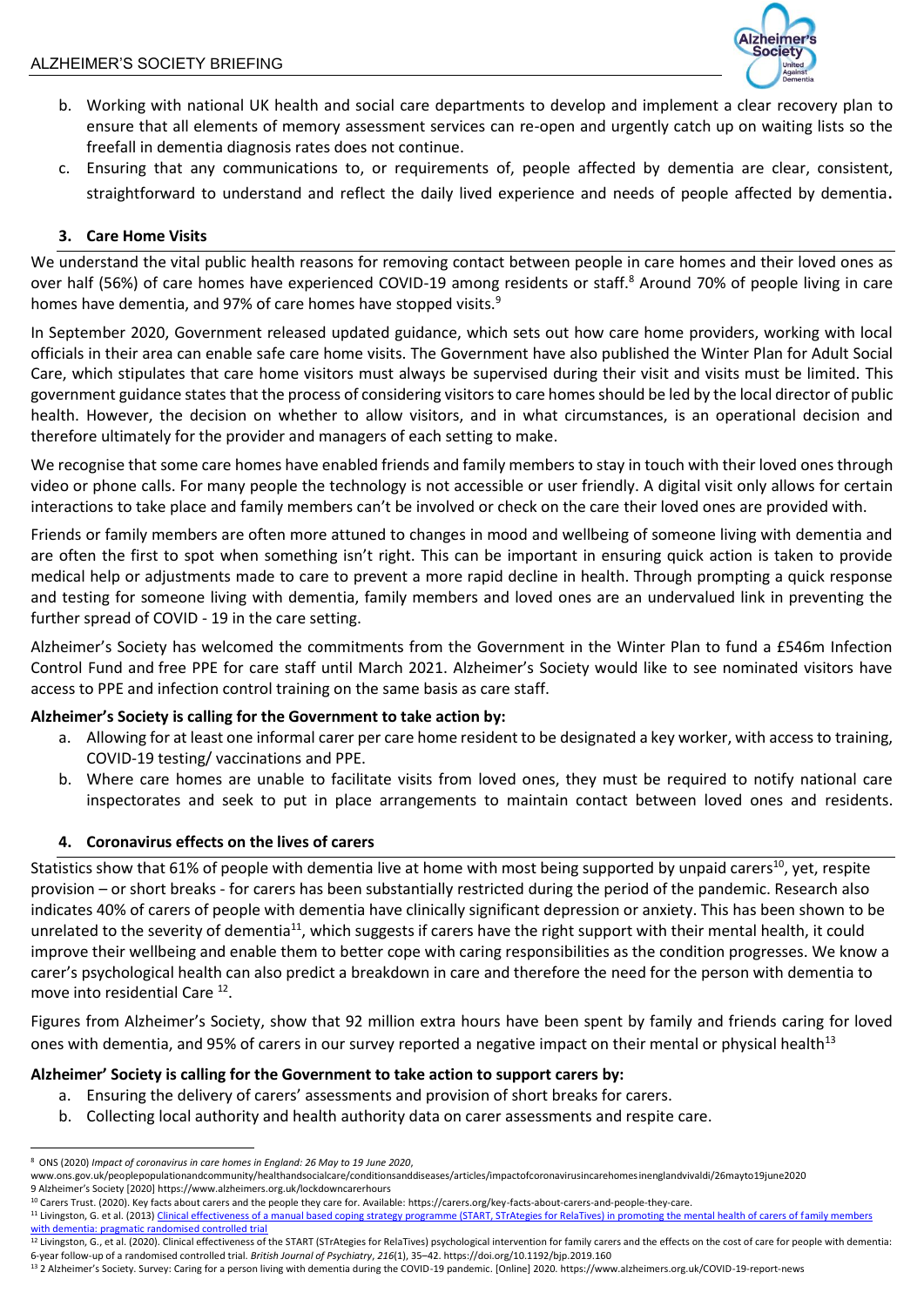b. Working with national UK health and social care departments to develop and implement a clear recovery plan to ensure that all elements of memory assessment services can re-open and urgently catch up on waiting lists so the freefall in dementia diagnosis rates does not continue.
c. Ensuring that any communications to, or requirements of, people affected by dementia are clear, consistent, straightforward to understand and reflect the daily lived experience and needs of people affected by dementia.

### 3. Care Home Visits

We understand the vital public health reasons for removing contact between people in care homes and their loved ones as over half (56%) of care homes have experienced COVID-19 among residents or staff.[8] Around 70% of people living in care homes have dementia, and 97% of care homes have stopped visits.[9]

In September 2020, Government released updated guidance, which sets out how care home providers, working with local officials in their area can enable safe care home visits. The Government have also published the Winter Plan for Adult Social Care, which stipulates that care home visitors must always be supervised during their visit and visits must be limited. This government guidance states that the process of considering visitors to care homes should be led by the local director of public health. However, the decision on whether to allow visitors, and in what circumstances, is an operational decision and therefore ultimately for the provider and managers of each setting to make.

We recognise that some care homes have enabled friends and family members to stay in touch with their loved ones through video or phone calls. For many people the technology is not accessible or user friendly. A digital visit only allows for certain interactions to take place and family members can't be involved or check on the care their loved ones are provided with.

Friends or family members are often more attuned to changes in mood and wellbeing of someone living with dementia and are often the first to spot when something isn't right. This can be important in ensuring quick action is taken to provide medical help or adjustments made to care to prevent a more rapid decline in health. Through prompting a quick response and testing for someone living with dementia, family members and loved ones are an undervalued link in preventing the further spread of COVID - 19 in the care setting.

Alzheimer's Society has welcomed the commitments from the Government in the Winter Plan to fund a £546m Infection Control Fund and free PPE for care staff until March 2021. Alzheimer's Society would like to see nominated visitors have access to PPE and infection control training on the same basis as care staff.

**Alzheimer's Society is calling for the Government to take action by:**

a. Allowing for at least one informal carer per care home resident to be designated a key worker, with access to training, COVID-19 testing/ vaccinations and PPE.
b. Where care homes are unable to facilitate visits from loved ones, they must be required to notify national care inspectorates and seek to put in place arrangements to maintain contact between loved ones and residents.

### 4. Coronavirus effects on the lives of carers

Statistics show that 61% of people with dementia live at home with most being supported by unpaid carers[10], yet, respite provision – or short breaks - for carers has been substantially restricted during the period of the pandemic. Research also indicates 40% of carers of people with dementia have clinically significant depression or anxiety. This has been shown to be unrelated to the severity of dementia[11], which suggests if carers have the right support with their mental health, it could improve their wellbeing and enable them to better cope with caring responsibilities as the condition progresses. We know a carer's psychological health can also predict a breakdown in care and therefore the need for the person with dementia to move into residential Care [12].

Figures from Alzheimer's Society, show that 92 million extra hours have been spent by family and friends caring for loved ones with dementia, and 95% of carers in our survey reported a negative impact on their mental or physical health[13]

**Alzheimer' Society is calling for the Government to take action to support carers by:**

a. Ensuring the delivery of carers' assessments and provision of short breaks for carers.
b. Collecting local authority and health authority data on carer assessments and respite care.

---

[8] ONS (2020) *Impact of coronavirus in care homes in England: 26 May to 19 June 2020*, www.ons.gov.uk/peoplepopulationandcommunity/healthandsocialcare/conditionsanddiseases/articles/impactofcoronavirusincarehomesinenglandvivaldi/26mayto19june2020

9 Alzheimer's Society [2020] https://www.alzheimers.org.uk/lockdowncarerhours

[10] Carers Trust. (2020). Key facts about carers and the people they care for. Available: https://carers.org/key-facts-about-carers-and-people-they-care.

[11] Livingston, G. et al. (2013) Clinical effectiveness of a manual based coping strategy programme (START, STrAtegies for RelaTives) in promoting the mental health of carers of family members with dementia: pragmatic randomised controlled trial

[12] Livingston, G., et al. (2020). Clinical effectiveness of the START (STrAtegies for RelaTives) psychological intervention for family carers and the effects on the cost of care for people with dementia: 6-year follow-up of a randomised controlled trial. *British Journal of Psychiatry*, *216*(1), 35–42. https://doi.org/10.1192/bjp.2019.160

[13] 2 Alzheimer's Society. Survey: Caring for a person living with dementia during the COVID-19 pandemic. [Online] 2020. https://www.alzheimers.org.uk/COVID-19-report-news